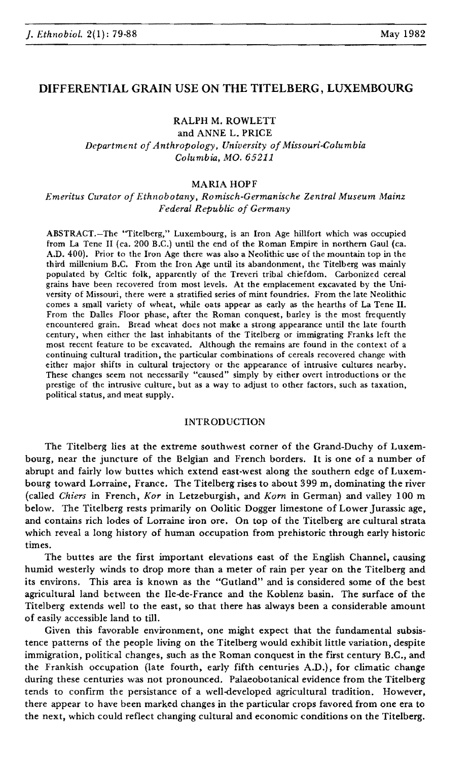# DIFFERENTIAL GRAIN USE ON THE TITELBERG, LUXEMBOURG

RALPH M. ROWLETT
and ANNE L. PRICE
*Department of Anthropology, University of Missouri-Columbia*
*Columbia, MO. 65211*

MARIA HOPF
*Emeritus Curator of Ethnobotany, Romisch-Germanische Zentral Museum Mainz*
*Federal Republic of Germany*

ABSTRACT.—The "Titelberg," Luxembourg, is an Iron Age hillfort which was occupied from La Tene II (ca. 200 B.C.) until the end of the Roman Empire in northern Gaul (ca. A.D. 400). Prior to the Iron Age there was also a Neolithic use of the mountain top in the third millenium B.C. From the Iron Age until its abandonment, the Titelberg was mainly populated by Celtic folk, apparently of the Treveri tribal chiefdom. Carbonized cereal grains have been recovered from most levels. At the emplacement excavated by the University of Missouri, there were a stratified series of mint foundries. From the late Neolithic comes a small variety of wheat, while oats appear as early as the hearths of La Tene II. From the Dalles Floor phase, after the Roman conquest, barley is the most frequently encountered grain. Bread wheat does not make a strong appearance until the late fourth century, when either the last inhabitants of the Titelberg or immigrating Franks left the most recent feature to be excavated. Although the remains are found in the context of a continuing cultural tradition, the particular combinations of cereals recovered change with either major shifts in cultural trajectory or the appearance of intrusive cultures nearby. These changes seem not necessarily "caused" simply by either overt introductions or the prestige of the intrusive culture, but as a way to adjust to other factors, such as taxation, political status, and meat supply.

## INTRODUCTION

The Titelberg lies at the extreme southwest corner of the Grand-Duchy of Luxembourg, near the juncture of the Belgian and French borders. It is one of a number of abrupt and fairly low buttes which extend east-west along the southern edge of Luxembourg toward Lorraine, France. The Titelberg rises to about 399 m, dominating the river (called *Chiers* in French, *Kor* in Letzeburgish, and *Korn* in German) and valley 100 m below. The Titelberg rests primarily on Oolitic Dogger limestone of Lower Jurassic age, and contains rich lodes of Lorraine iron ore. On top of the Titelberg are cultural strata which reveal a long history of human occupation from prehistoric through early historic times.

The buttes are the first important elevations east of the English Channel, causing humid westerly winds to drop more than a meter of rain per year on the Titelberg and its environs. This area is known as the "Gutland" and is considered some of the best agricultural land between the Ile-de-France and the Koblenz basin. The surface of the Titelberg extends well to the east, so that there has always been a considerable amount of easily accessible land to till.

Given this favorable environment, one might expect that the fundamental subsistence patterns of the people living on the Titelberg would exhibit little variation, despite immigration, political changes, such as the Roman conquest in the first century B.C., and the Frankish occupation (late fourth, early fifth centuries A.D.), for climatic change during these centuries was not pronounced. Palaeobotanical evidence from the Titelberg tends to confirm the persistance of a well-developed agricultural tradition. However, there appear to have been marked changes in the particular crops favored from one era to the next, which could reflect changing cultural and economic conditions on the Titelberg.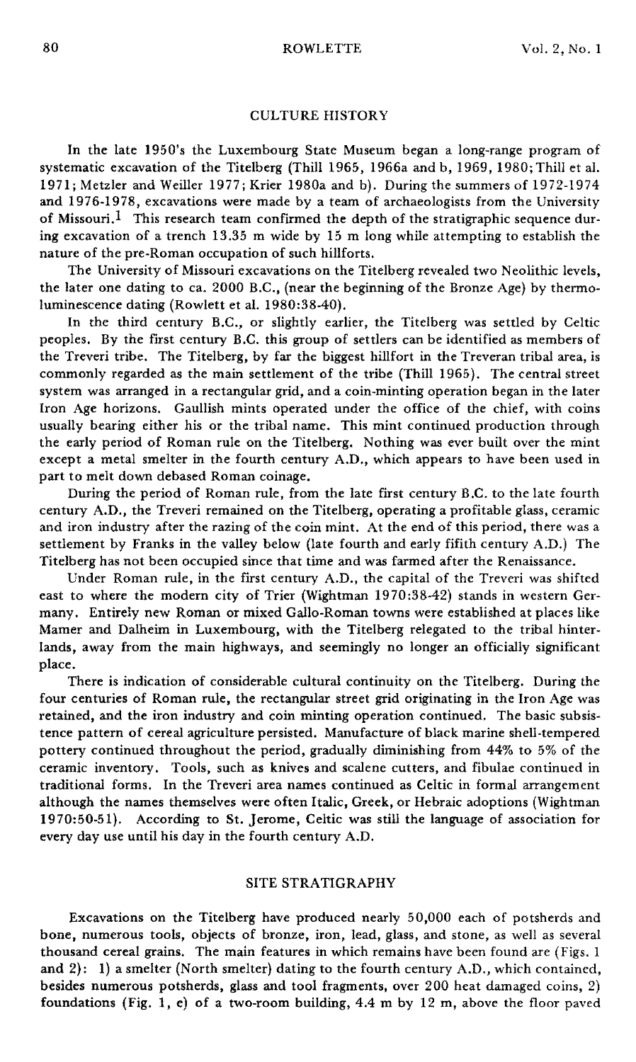## CULTURE HISTORY

In the late 1950's the Luxembourg State Museum began a long-range program of systematic excavation of the Titelberg (Thill 1965, 1966a and b, 1969, 1980; Thill et al. 1971; Metzler and Weiller 1977; Krier 1980a and b). During the summers of 1972-1974 and 1976-1978, excavations were made by a team of archaeologists from the University of Missouri.[1] This research team confirmed the depth of the stratigraphic sequence during excavation of a trench 13.35 m wide by 15 m long while attempting to establish the nature of the pre-Roman occupation of such hillforts.

The University of Missouri excavations on the Titelberg revealed two Neolithic levels, the later one dating to ca. 2000 B.C., (near the beginning of the Bronze Age) by thermoluminescence dating (Rowlett et al. 1980:38-40).

In the third century B.C., or slightly earlier, the Titelberg was settled by Celtic peoples. By the first century B.C. this group of settlers can be identified as members of the Treveri tribe. The Titelberg, by far the biggest hillfort in the Treveran tribal area, is commonly regarded as the main settlement of the tribe (Thill 1965). The central street system was arranged in a rectangular grid, and a coin-minting operation began in the later Iron Age horizons. Gaullish mints operated under the office of the chief, with coins usually bearing either his or the tribal name. This mint continued production through the early period of Roman rule on the Titelberg. Nothing was ever built over the mint except a metal smelter in the fourth century A.D., which appears to have been used in part to melt down debased Roman coinage.

During the period of Roman rule, from the late first century B.C. to the late fourth century A.D., the Treveri remained on the Titelberg, operating a profitable glass, ceramic and iron industry after the razing of the coin mint. At the end of this period, there was a settlement by Franks in the valley below (late fourth and early fifith century A.D.) The Titelberg has not been occupied since that time and was farmed after the Renaissance.

Under Roman rule, in the first century A.D., the capital of the Treveri was shifted east to where the modern city of Trier (Wightman 1970:38-42) stands in western Germany. Entirely new Roman or mixed Gallo-Roman towns were established at places like Mamer and Dalheim in Luxembourg, with the Titelberg relegated to the tribal hinterlands, away from the main highways, and seemingly no longer an officially significant place.

There is indication of considerable cultural continuity on the Titelberg. During the four centuries of Roman rule, the rectangular street grid originating in the Iron Age was retained, and the iron industry and coin minting operation continued. The basic subsistence pattern of cereal agriculture persisted. Manufacture of black marine shell-tempered pottery continued throughout the period, gradually diminishing from 44% to 5% of the ceramic inventory. Tools, such as knives and scalene cutters, and fibulae continued in traditional forms. In the Treveri area names continued as Celtic in formal arrangement although the names themselves were often Italic, Greek, or Hebraic adoptions (Wightman 1970:50-51). According to St. Jerome, Celtic was still the language of association for every day use until his day in the fourth century A.D.

## SITE STRATIGRAPHY

Excavations on the Titelberg have produced nearly 50,000 each of potsherds and bone, numerous tools, objects of bronze, iron, lead, glass, and stone, as well as several thousand cereal grains. The main features in which remains have been found are (Figs. 1 and 2): 1) a smelter (North smelter) dating to the fourth century A.D., which contained, besides numerous potsherds, glass and tool fragments, over 200 heat damaged coins, 2) foundations (Fig. 1, e) of a two-room building, 4.4 m by 12 m, above the floor paved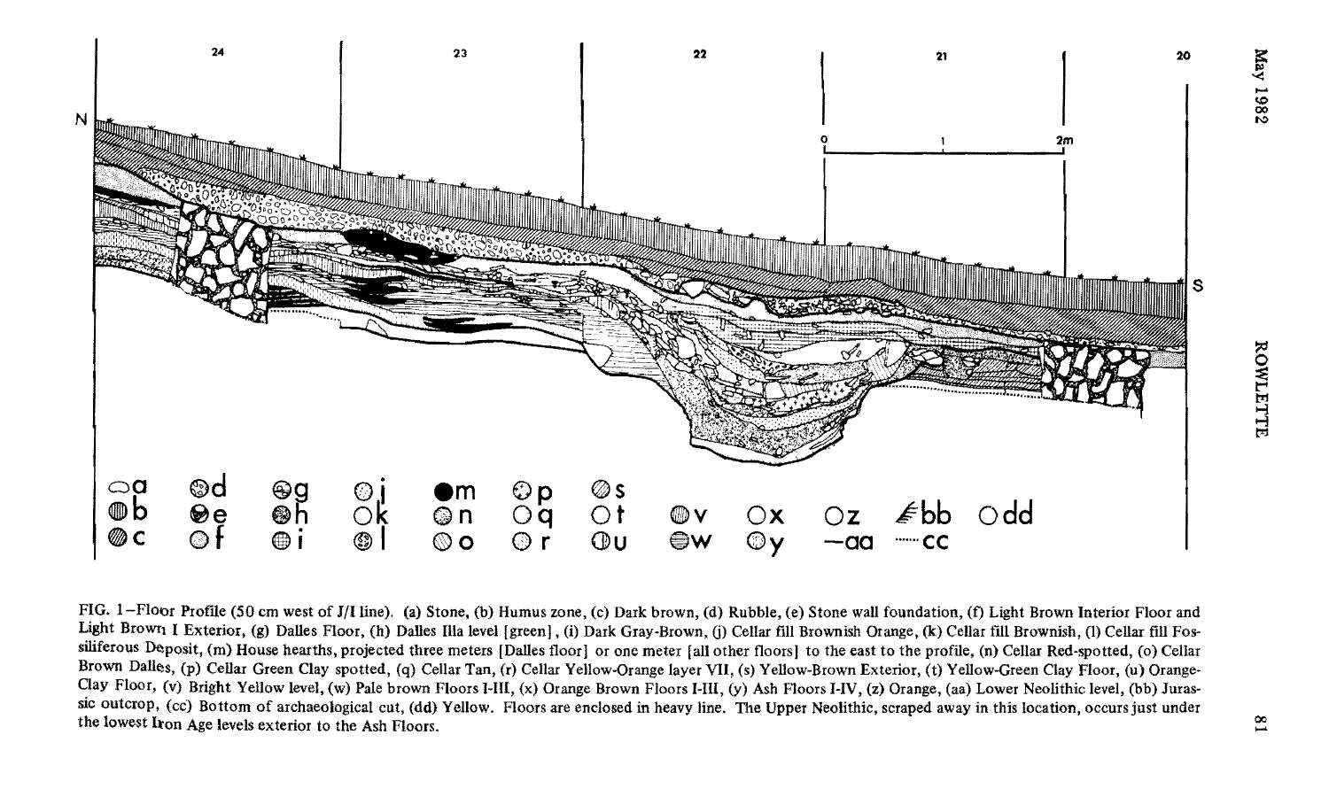FIG. 1–Floor Profile (50 cm west of J/I line). (a) Stone, (b) Humus zone, (c) Dark brown, (d) Rubble, (e) Stone wall foundation, (f) Light Brown Interior Floor and Light Brown I Exterior, (g) Dalles Floor, (h) Dalles IIIa level [green], (i) Dark Gray-Brown, (j) Cellar fill Brownish Orange, (k) Cellar fill Brownish, (l) Cellar fill Fossiliferous Deposit, (m) House hearths, projected three meters [Dalles floor] or one meter [all other floors] to the east to the profile, (n) Cellar Red-spotted, (o) Cellar Brown Dalles, (p) Cellar Green Clay spotted, (q) Cellar Tan, (r) Cellar Yellow-Orange layer VII, (s) Yellow-Brown Exterior, (t) Yellow-Green Clay Floor, (u) Orange-Clay Floor, (v) Bright Yellow level, (w) Pale brown Floors I-III, (x) Orange Brown Floors I-III, (y) Ash Floors I-IV, (z) Orange, (aa) Lower Neolithic level, (bb) Jurassic outcrop, (cc) Bottom of archaeological cut, (dd) Yellow. Floors are enclosed in heavy line. The Upper Neolithic, scraped away in this location, occurs just under the lowest Iron Age levels exterior to the Ash Floors.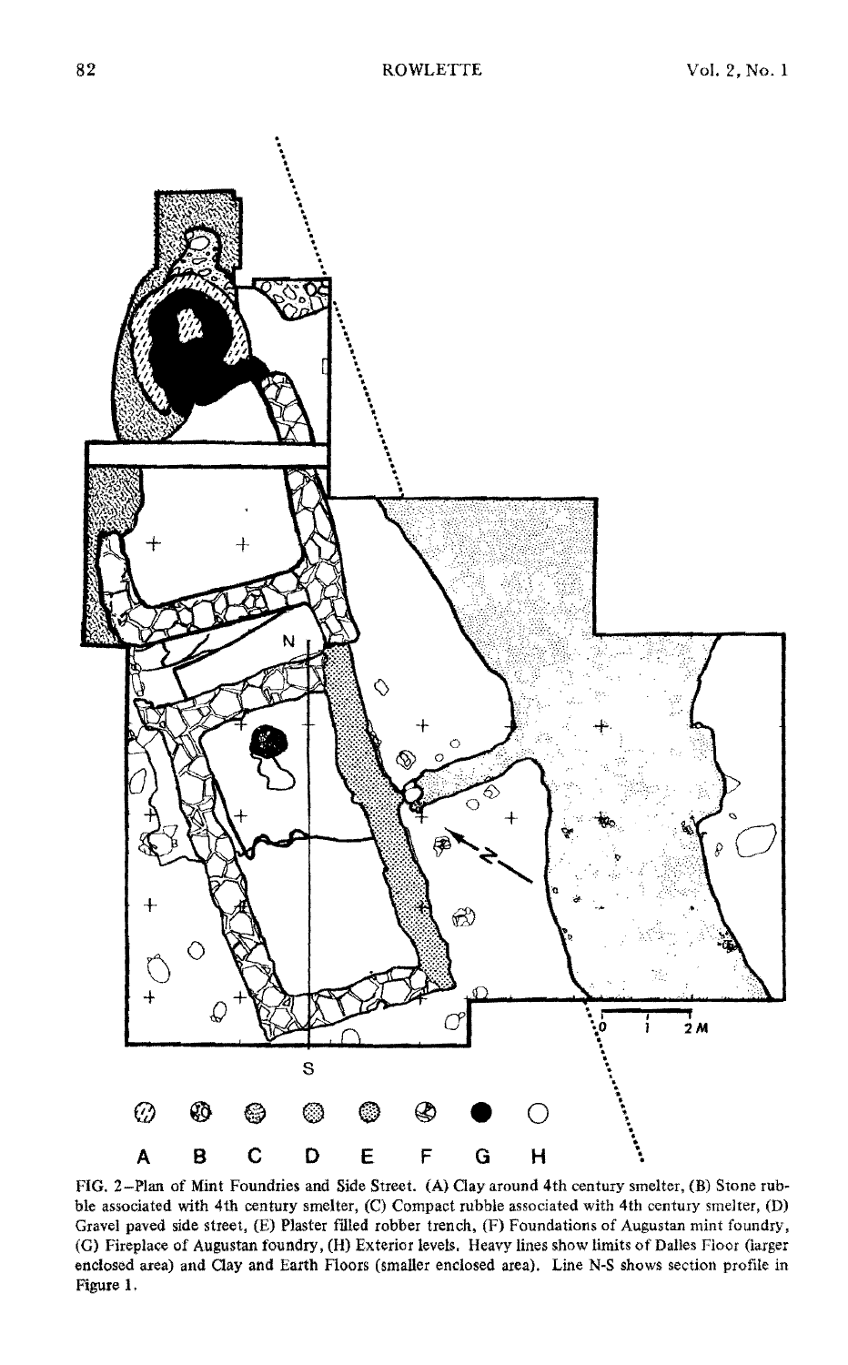FIG. 2–Plan of Mint Foundries and Side Street. (A) Clay around 4th century smelter, (B) Stone rubble associated with 4th century smelter, (C) Compact rubble associated with 4th century smelter, (D) Gravel paved side street, (E) Plaster filled robber trench, (F) Foundations of Augustan mint foundry, (G) Fireplace of Augustan foundry, (H) Exterior levels. Heavy lines show limits of Dalles Floor (larger enclosed area) and Clay and Earth Floors (smaller enclosed area). Line N-S shows section profile in Figure 1.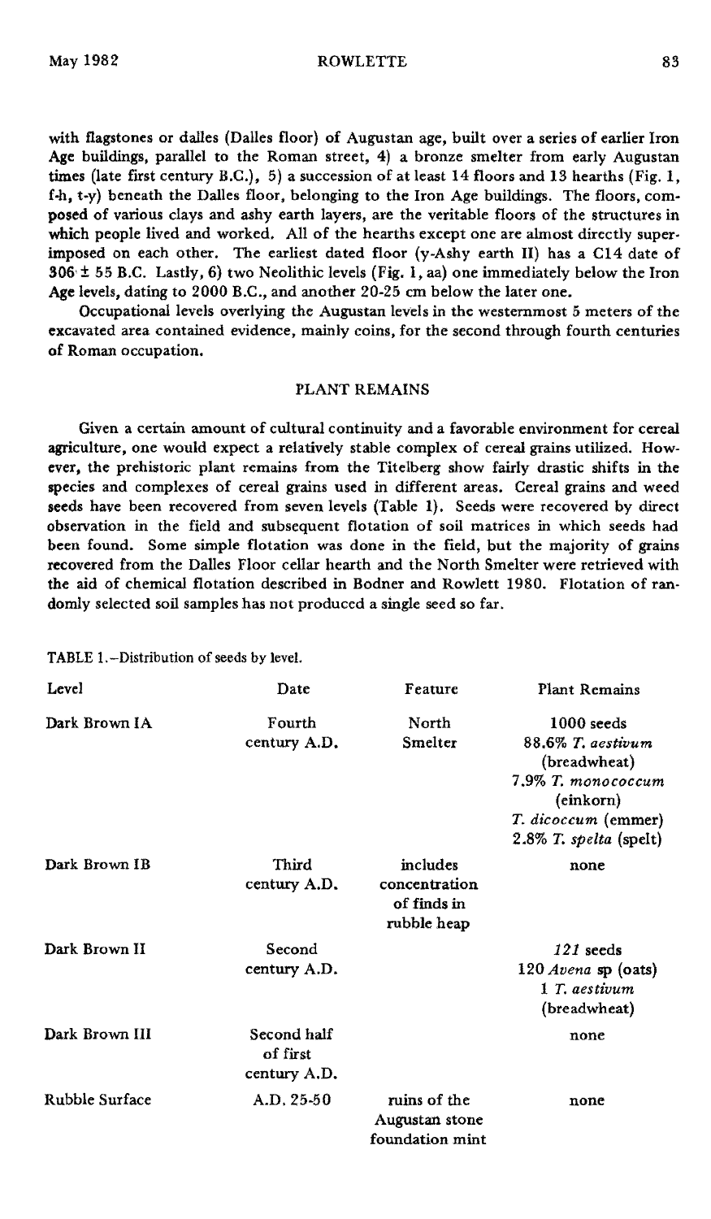with flagstones or dalles (Dalles floor) of Augustan age, built over a series of earlier Iron Age buildings, parallel to the Roman street, 4) a bronze smelter from early Augustan times (late first century B.C.), 5) a succession of at least 14 floors and 13 hearths (Fig. 1, f-h, t-y) beneath the Dalles floor, belonging to the Iron Age buildings. The floors, composed of various clays and ashy earth layers, are the veritable floors of the structures in which people lived and worked. All of the hearths except one are almost directly superimposed on each other. The earliest dated floor (y-Ashy earth II) has a C14 date of 306 ± 55 B.C. Lastly, 6) two Neolithic levels (Fig. 1, aa) one immediately below the Iron Age levels, dating to 2000 B.C., and another 20-25 cm below the later one.

Occupational levels overlying the Augustan levels in the westernmost 5 meters of the excavated area contained evidence, mainly coins, for the second through fourth centuries of Roman occupation.

## PLANT REMAINS

Given a certain amount of cultural continuity and a favorable environment for cereal agriculture, one would expect a relatively stable complex of cereal grains utilized. However, the prehistoric plant remains from the Titelberg show fairly drastic shifts in the species and complexes of cereal grains used in different areas. Cereal grains and weed seeds have been recovered from seven levels (Table 1). Seeds were recovered by direct observation in the field and subsequent flotation of soil matrices in which seeds had been found. Some simple flotation was done in the field, but the majority of grains recovered from the Dalles Floor cellar hearth and the North Smelter were retrieved with the aid of chemical flotation described in Bodner and Rowlett 1980. Flotation of randomly selected soil samples has not produced a single seed so far.

TABLE 1.–Distribution of seeds by level.

| Level | Date | Feature | Plant Remains |
|---|---|---|---|
| Dark Brown IA | Fourth century A.D. | North Smelter | 1000 seeds<br>88.6% *T. aestivum* (breadwheat)<br>7.9% *T. monococcum* (einkorn)<br>*T. dicoccum* (emmer)<br>2.8% *T. spelta* (spelt) |
| Dark Brown IB | Third century A.D. | includes concentration of finds in rubble heap | none |
| Dark Brown II | Second century A.D. | | *121* seeds<br>120 *Avena* sp (oats)<br>1 *T. aestivum* (breadwheat) |
| Dark Brown III | Second half of first century A.D. | | none |
| Rubble Surface | A.D. 25-50 | ruins of the Augustan stone foundation mint | none |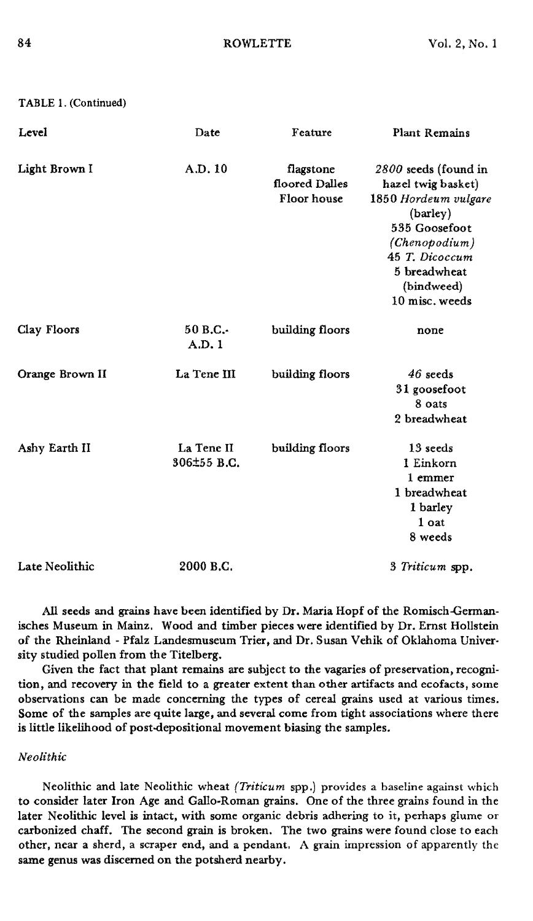TABLE 1. (Continued)

| Level | Date | Feature | Plant Remains |
| --- | --- | --- | --- |
| Light Brown I | A.D. 10 | flagstone floored Dalles Floor house | *2800* seeds (found in hazel twig basket)<br>1850 *Hordeum vulgare* (barley)<br>535 Goosefoot (*Chenopodium*)<br>45 *T. Dicoccum*<br>5 breadwheat (bindweed)<br>10 misc. weeds |
| Clay Floors | 50 B.C.-A.D. 1 | building floors | none |
| Orange Brown II | La Tene III | building floors | *46* seeds<br>31 goosefoot<br>8 oats<br>2 breadwheat |
| Ashy Earth II | La Tene II 306±55 B.C. | building floors | 13 seeds<br>1 Einkorn<br>1 emmer<br>1 breadwheat<br>1 barley<br>1 oat<br>8 weeds |
| Late Neolithic | 2000 B.C. | | 3 *Triticum* spp. |

All seeds and grains have been identified by Dr. Maria Hopf of the Romisch-Germanisches Museum in Mainz. Wood and timber pieces were identified by Dr. Ernst Hollstein of the Rheinland - Pfalz Landesmuseum Trier, and Dr. Susan Vehik of Oklahoma University studied pollen from the Titelberg.

Given the fact that plant remains are subject to the vagaries of preservation, recognition, and recovery in the field to a greater extent than other artifacts and ecofacts, some observations can be made concerning the types of cereal grains used at various times. Some of the samples are quite large, and several come from tight associations where there is little likelihood of post-depositional movement biasing the samples.

*Neolithic*

Neolithic and late Neolithic wheat (*Triticum* spp.) provides a baseline against which to consider later Iron Age and Gallo-Roman grains. One of the three grains found in the later Neolithic level is intact, with some organic debris adhering to it, perhaps glume or carbonized chaff. The second grain is broken. The two grains were found close to each other, near a sherd, a scraper end, and a pendant. A grain impression of apparently the same genus was discerned on the potsherd nearby.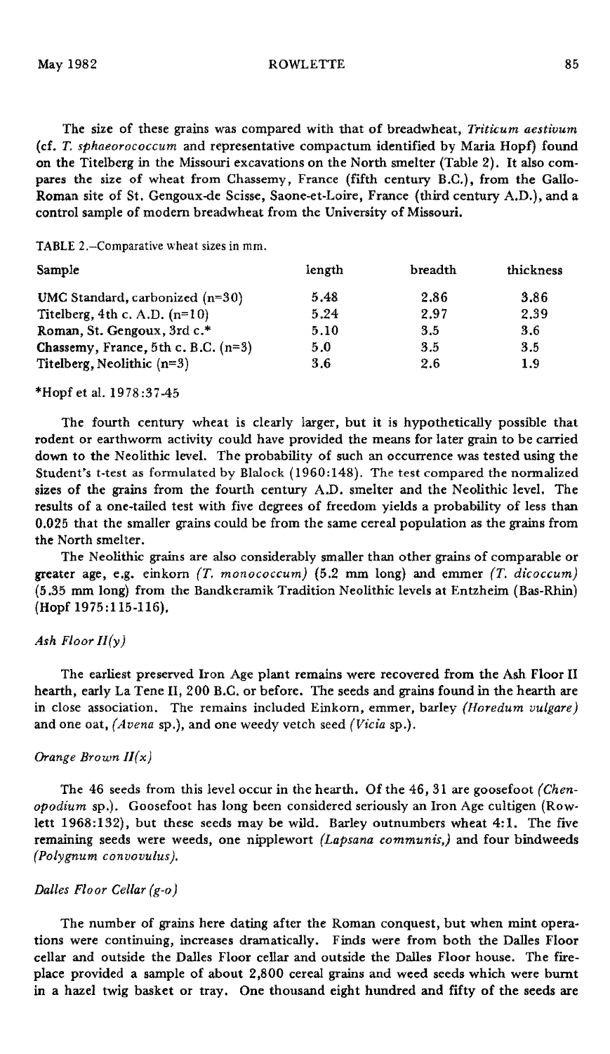The size of these grains was compared with that of breadwheat, *Triticum aestivum* (cf. *T. sphaerococcum* and representative compactum identified by Maria Hopf) found on the Titelberg in the Missouri excavations on the North smelter (Table 2). It also compares the size of wheat from Chassemy, France (fifth century B.C.), from the Gallo-Roman site of St. Gengoux-de Scisse, Saone-et-Loire, France (third century A.D.), and a control sample of modern breadwheat from the University of Missouri.

TABLE 2.—Comparative wheat sizes in mm.

| Sample | length | breadth | thickness |
|---|---|---|---|
| UMC Standard, carbonized (n=30) | 5.48 | 2.86 | 3.86 |
| Titelberg, 4th c. A.D. (n=10) | 5.24 | 2.97 | 2.39 |
| Roman, St. Gengoux, 3rd c.* | 5.10 | 3.5 | 3.6 |
| Chassemy, France, 5th c. B.C. (n=3) | 5.0 | 3.5 | 3.5 |
| Titelberg, Neolithic (n=3) | 3.6 | 2.6 | 1.9 |

*Hopf et al. 1978:37-45

The fourth century wheat is clearly larger, but it is hypothetically possible that rodent or earthworm activity could have provided the means for later grain to be carried down to the Neolithic level. The probability of such an occurrence was tested using the Student's t-test as formulated by Blalock (1960:148). The test compared the normalized sizes of the grains from the fourth century A.D. smelter and the Neolithic level. The results of a one-tailed test with five degrees of freedom yields a probability of less than 0.025 that the smaller grains could be from the same cereal population as the grains from the North smelter.

The Neolithic grains are also considerably smaller than other grains of comparable or greater age, e.g. einkorn *(T. monococcum)* (5.2 mm long) and emmer *(T. dicoccum)* (5.35 mm long) from the Bandkeramik Tradition Neolithic levels at Entzheim (Bas-Rhin) (Hopf 1975:115-116).

### *Ash Floor II(y)*

The earliest preserved Iron Age plant remains were recovered from the Ash Floor II hearth, early La Tene II, 200 B.C. or before. The seeds and grains found in the hearth are in close association. The remains included Einkorn, emmer, barley *(Horedum vulgare)* and one oat, *(Avena* sp.), and one weedy vetch seed *(Vicia* sp.).

### *Orange Brown II(x)*

The 46 seeds from this level occur in the hearth. Of the 46, 31 are goosefoot *(Chenopodium* sp.). Goosefoot has long been considered seriously an Iron Age cultigen (Rowlett 1968:132), but these seeds may be wild. Barley outnumbers wheat 4:1. The five remaining seeds were weeds, one nipplewort *(Lapsana communis,)* and four bindweeds *(Polygnum convovulus).*

### *Dalles Floor Cellar (g-o)*

The number of grains here dating after the Roman conquest, but when mint operations were continuing, increases dramatically. Finds were from both the Dalles Floor cellar and outside the Dalles Floor cellar and outside the Dalles Floor house. The fireplace provided a sample of about 2,800 cereal grains and weed seeds which were burnt in a hazel twig basket or tray. One thousand eight hundred and fifty of the seeds are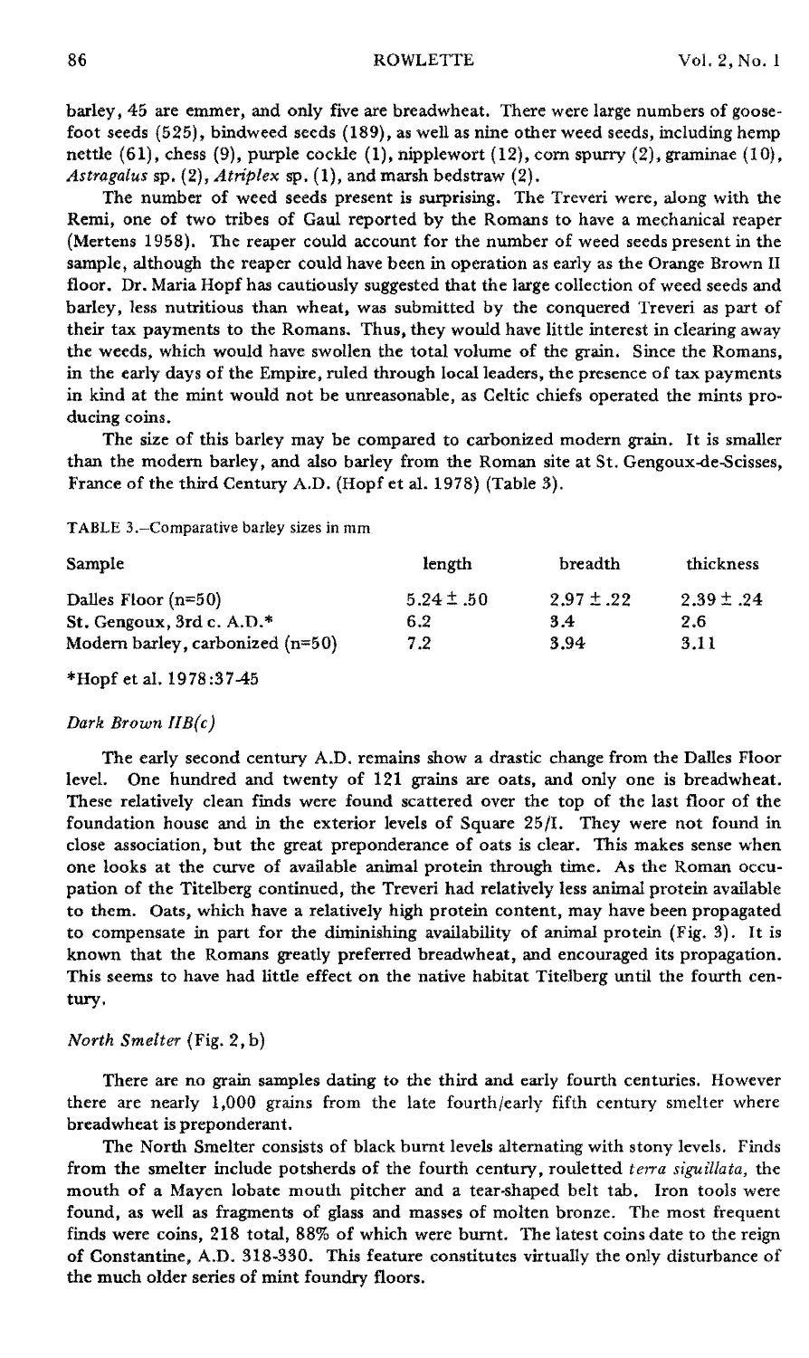barley, 45 are emmer, and only five are breadwheat. There were large numbers of goosefoot seeds (525), bindweed seeds (189), as well as nine other weed seeds, including hemp nettle (61), chess (9), purple cockle (1), nipplewort (12), corn spurry (2), graminae (10), *Astragalus* sp. (2), *Atriplex* sp. (1), and marsh bedstraw (2).

The number of weed seeds present is surprising. The Treveri were, along with the Remi, one of two tribes of Gaul reported by the Romans to have a mechanical reaper (Mertens 1958). The reaper could account for the number of weed seeds present in the sample, although the reaper could have been in operation as early as the Orange Brown II floor. Dr. Maria Hopf has cautiously suggested that the large collection of weed seeds and barley, less nutritious than wheat, was submitted by the conquered Treveri as part of their tax payments to the Romans. Thus, they would have little interest in clearing away the weeds, which would have swollen the total volume of the grain. Since the Romans, in the early days of the Empire, ruled through local leaders, the presence of tax payments in kind at the mint would not be unreasonable, as Celtic chiefs operated the mints producing coins.

The size of this barley may be compared to carbonized modern grain. It is smaller than the modern barley, and also barley from the Roman site at St. Gengoux-de-Scisses, France of the third Century A.D. (Hopf et al. 1978) (Table 3).

TABLE 3.–Comparative barley sizes in mm

| Sample | length | breadth | thickness |
|---|---|---|---|
| Dalles Floor (n=50) | 5.24 ± .50 | 2.97 ± .22 | 2.39 ± .24 |
| St. Gengoux, 3rd c. A.D.* | 6.2 | 3.4 | 2.6 |
| Modern barley, carbonized (n=50) | 7.2 | 3.94 | 3.11 |

*Hopf et al. 1978:37-45

### *Dark Brown IIB(c)*

The early second century A.D. remains show a drastic change from the Dalles Floor level. One hundred and twenty of 121 grains are oats, and only one is breadwheat. These relatively clean finds were found scattered over the top of the last floor of the foundation house and in the exterior levels of Square 25/I. They were not found in close association, but the great preponderance of oats is clear. This makes sense when one looks at the curve of available animal protein through time. As the Roman occupation of the Titelberg continued, the Treveri had relatively less animal protein available to them. Oats, which have a relatively high protein content, may have been propagated to compensate in part for the diminishing availability of animal protein (Fig. 3). It is known that the Romans greatly preferred breadwheat, and encouraged its propagation. This seems to have had little effect on the native habitat Titelberg until the fourth century.

### *North Smelter* (Fig. 2, b)

There are no grain samples dating to the third and early fourth centuries. However there are nearly 1,000 grains from the late fourth/early fifth century smelter where breadwheat is preponderant.

The North Smelter consists of black burnt levels alternating with stony levels. Finds from the smelter include potsherds of the fourth century, rouletted *terra siguillata,* the mouth of a Mayen lobate mouth pitcher and a tear-shaped belt tab. Iron tools were found, as well as fragments of glass and masses of molten bronze. The most frequent finds were coins, 218 total, 88% of which were burnt. The latest coins date to the reign of Constantine, A.D. 318-330. This feature constitutes virtually the only disturbance of the much older series of mint foundry floors.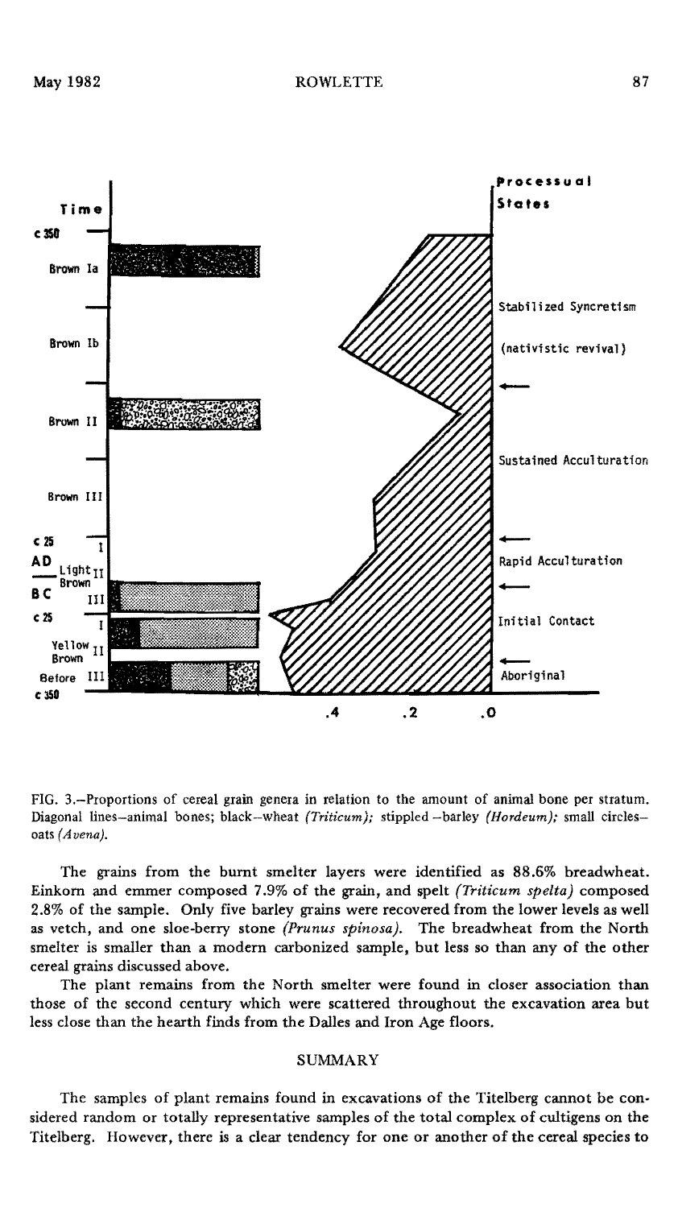FIG. 3.–Proportions of cereal grain genera in relation to the amount of animal bone per stratum. Diagonal lines–animal bones; black–wheat *(Triticum)*; stippled –barley *(Hordeum)*; small circles–oats *(Avena)*.

The grains from the burnt smelter layers were identified as 88.6% breadwheat. Einkorn and emmer composed 7.9% of the grain, and spelt *(Triticum spelta)* composed 2.8% of the sample. Only five barley grains were recovered from the lower levels as well as vetch, and one sloe-berry stone *(Prunus spinosa)*. The breadwheat from the North smelter is smaller than a modern carbonized sample, but less so than any of the other cereal grains discussed above.

The plant remains from the North smelter were found in closer association than those of the second century which were scattered throughout the excavation area but less close than the hearth finds from the Dalles and Iron Age floors.

## SUMMARY

The samples of plant remains found in excavations of the Titelberg cannot be considered random or totally representative samples of the total complex of cultigens on the Titelberg. However, there is a clear tendency for one or another of the cereal species to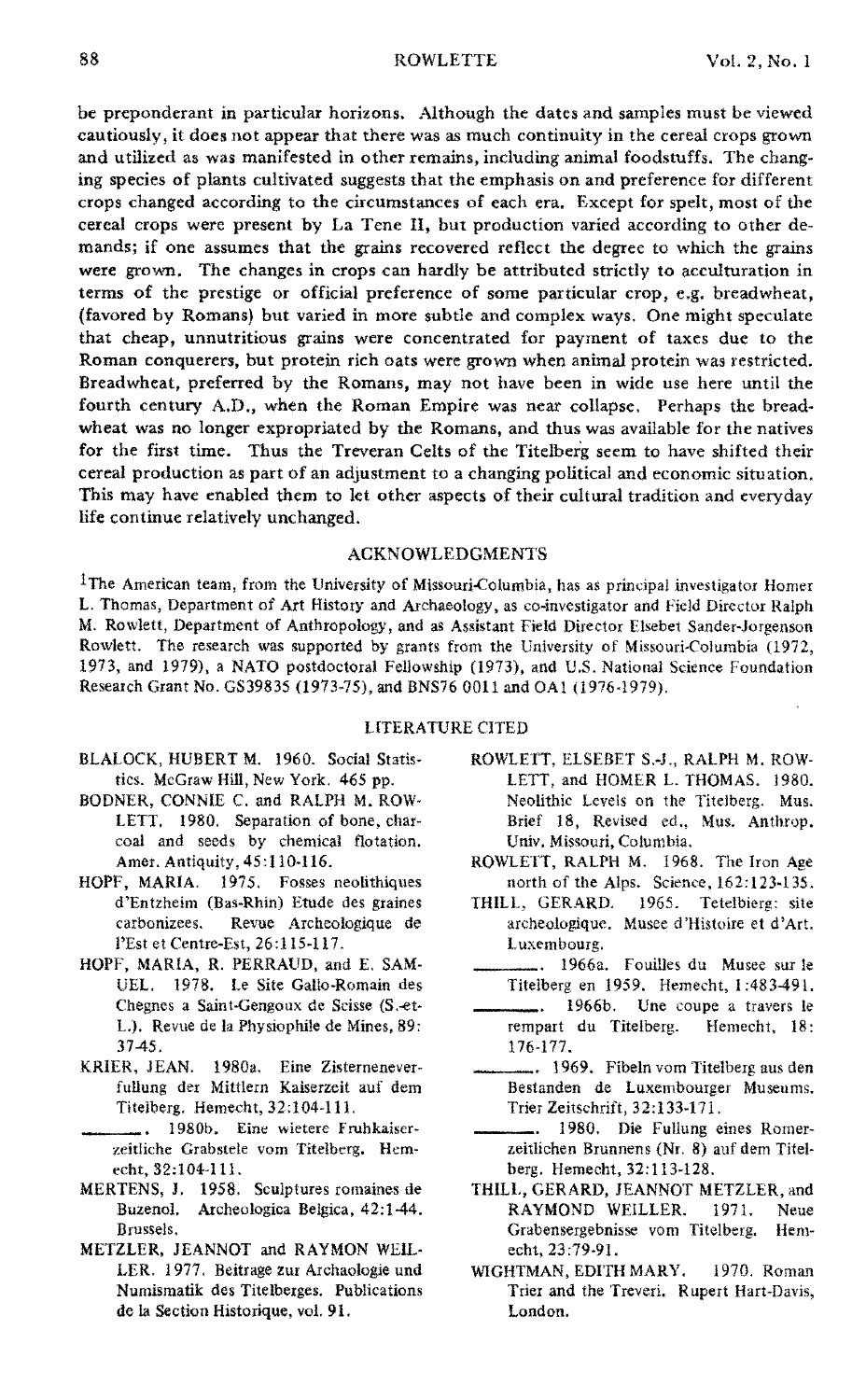be preponderant in particular horizons. Although the dates and samples must be viewed cautiously, it does not appear that there was as much continuity in the cereal crops grown and utilized as was manifested in other remains, including animal foodstuffs. The changing species of plants cultivated suggests that the emphasis on and preference for different crops changed according to the circumstances of each era. Except for spelt, most of the cereal crops were present by La Tene II, but production varied according to other demands; if one assumes that the grains recovered reflect the degree to which the grains were grown. The changes in crops can hardly be attributed strictly to acculturation in terms of the prestige or official preference of some particular crop, e.g. breadwheat, (favored by Romans) but varied in more subtle and complex ways. One might speculate that cheap, unnutritious grains were concentrated for payment of taxes due to the Roman conquerers, but protein rich oats were grown when animal protein was restricted. Breadwheat, preferred by the Romans, may not have been in wide use here until the fourth century A.D., when the Roman Empire was near collapse. Perhaps the breadwheat was no longer expropriated by the Romans, and thus was available for the natives for the first time. Thus the Treveran Celts of the Titelberg seem to have shifted their cereal production as part of an adjustment to a changing political and economic situation. This may have enabled them to let other aspects of their cultural tradition and everyday life continue relatively unchanged.

## ACKNOWLEDGMENTS

[1]The American team, from the University of Missouri-Columbia, has as principal investigator Homer L. Thomas, Department of Art History and Archaeology, as co-investigator and Field Director Ralph M. Rowlett, Department of Anthropology, and as Assistant Field Director Elsebet Sander-Jorgenson Rowlett. The research was supported by grants from the University of Missouri-Columbia (1972, 1973, and 1979), a NATO postdoctoral Fellowship (1973), and U.S. National Science Foundation Research Grant No. GS39835 (1973-75), and BNS76 0011 and OA1 (1976-1979).

## LITERATURE CITED

BLALOCK, HUBERT M. 1960. Social Statistics. McGraw Hill, New York. 465 pp.

BODNER, CONNIE C. and RALPH M. ROWLETT. 1980. Separation of bone, charcoal and seeds by chemical flotation. Amer. Antiquity, 45:110-116.

HOPF, MARIA. 1975. Fosses neolithiques d'Entzheim (Bas-Rhin) Etude des graines carbonizees. Revue Archeologique de l'Est et Centre-Est, 26:115-117.

HOPF, MARIA, R. PERRAUD, and E. SAMUEL. 1978. Le Site Gallo-Romain des Chegnes a Saint-Gengoux de Scisse (S.-et-L.). Revue de la Physiophile de Mines, 89: 37-45.

KRIER, JEAN. 1980a. Eine Zisterneneverfullung der Mittlern Kaiserzeit auf dem Titelberg. Hemecht, 32:104-111.

———. 1980b. Eine wietere Fruhkaiserzeitliche Grabstele vom Titelberg. Hemecht, 32:104-111.

MERTENS, J. 1958. Sculptures romaines de Buzenol. Archeologica Belgica, 42:1-44. Brussels.

METZLER, JEANNOT and RAYMON WEILLER. 1977. Beitrage zur Archaologie und Numismatik des Titelberges. Publications de la Section Historique, vol. 91.

ROWLETT, ELSEBET S.-J., RALPH M. ROWLETT, and HOMER L. THOMAS. 1980. Neolithic Levels on the Titelberg. Mus. Brief 18, Revised ed., Mus. Anthrop. Univ. Missouri, Columbia.

ROWLETT, RALPH M. 1968. The Iron Age north of the Alps. Science, 162:123-135.

THILL, GERARD. 1965. Tetelbierg: site archeologique. Musee d'Histoire et d'Art. Luxembourg.

———. 1966a. Fouilles du Musee sur le Titelberg en 1959. Hemecht, 1:483-491.

———. 1966b. Une coupe a travers le rempart du Titelberg. Hemecht, 18: 176-177.

———. 1969. Fibeln vom Titelberg aus den Bestanden de Luxembourger Museums. Trier Zeitschrift, 32:133-171.

———. 1980. Die Fullung eines Romerzeitlichen Brunnens (Nr. 8) auf dem Titelberg. Hemecht, 32:113-128.

THILL, GERARD, JEANNOT METZLER, and RAYMOND WEILLER. 1971. Neue Grabensergebnisse vom Titelberg. Hemecht, 23:79-91.

WIGHTMAN, EDITH MARY. 1970. Roman Trier and the Treveri. Rupert Hart-Davis, London.